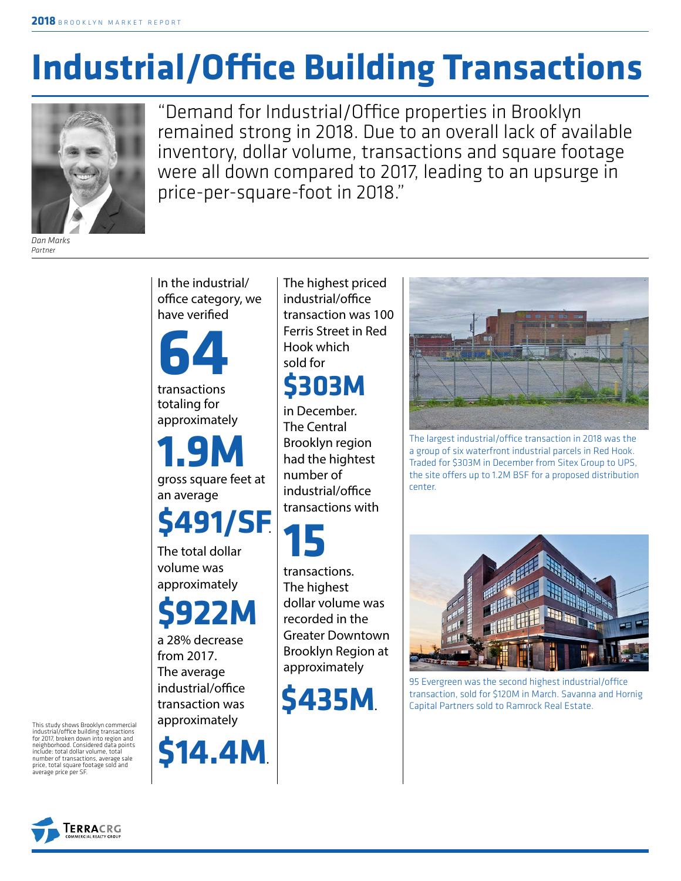# Industrial/Office Building Transactions

"Demand for Industrial/Office properties in Brooklyn remained strong in 2018. Due to an overall lack of available inventory, dollar volume, transactions and square footage were all down compared to 2017, leading to an upsurge in price-per-square-foot in 2018."

*Dan Marks*
*Partner*

In the industrial/office category, we have verified **64** transactions totaling for approximately **1.9M** gross square feet at an average **$491/SF**. The total dollar volume was approximately **$922M** a 28% decrease from 2017. The average industrial/office transaction was approximately **$14.4M**.

The highest priced industrial/office transaction was 100 Ferris Street in Red Hook which sold for **$303M** in December. The Central Brooklyn region had the hightest number of industrial/office transactions with **15** transactions. The highest dollar volume was recorded in the Greater Downtown Brooklyn Region at approximately **$435M**.

The largest industrial/office transaction in 2018 was the a group of six waterfront industrial parcels in Red Hook. Traded for $303M in December from Sitex Group to UPS, the site offers up to 1.2M BSF for a proposed distribution center.

95 Evergreen was the second highest industrial/office transaction, sold for $120M in March. Savanna and Hornig Capital Partners sold to Ramrock Real Estate.

This study shows Brooklyn commercial industrial/office building transactions for 2017, broken down into region and neighborhood. Considered data points include: total dollar volume, total number of transactions, average sale price, total square footage sold and average price per SF.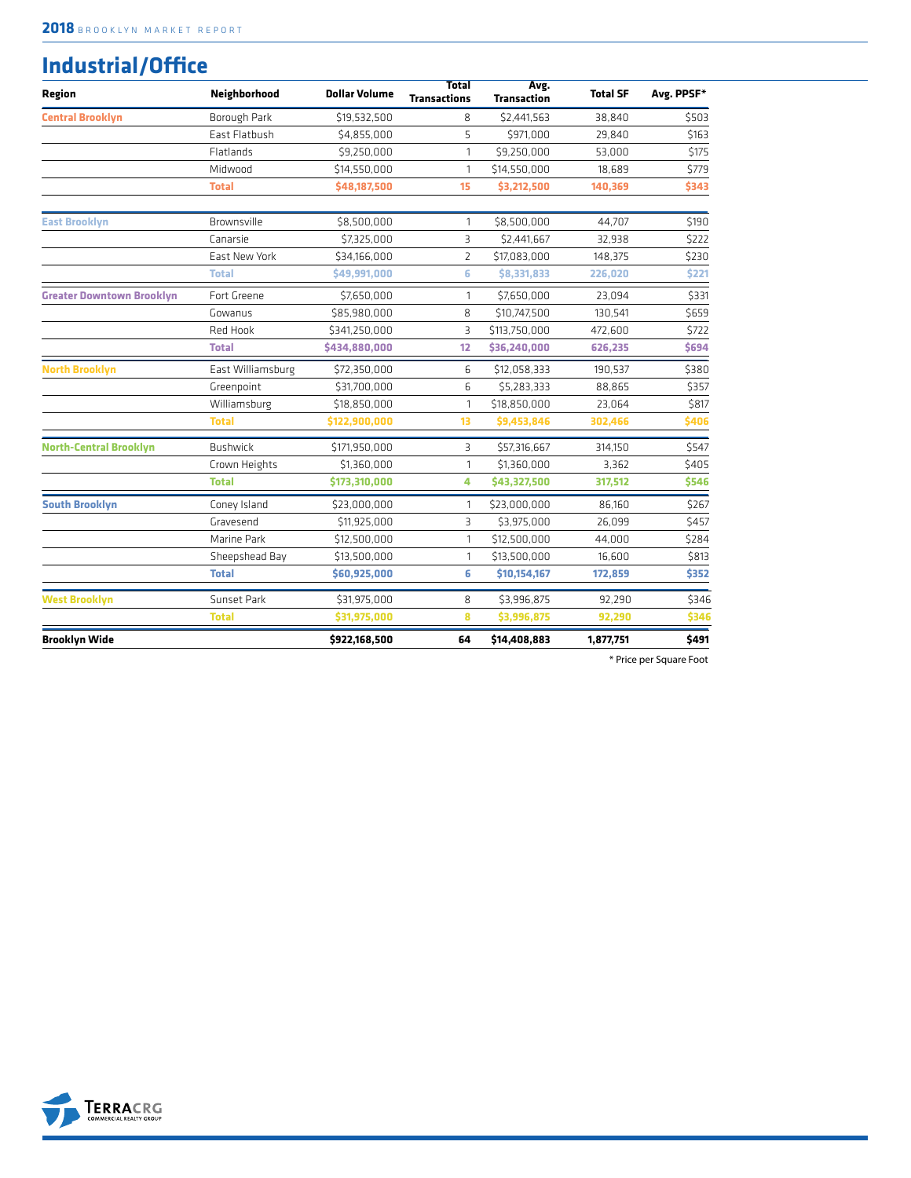## Industrial/Office

| Region | Neighborhood | Dollar Volume | Total Transactions | Avg. Transaction | Total SF | Avg. PPSF* |
|---|---|---|---|---|---|---|
| **Central Brooklyn** | Borough Park | $19,532,500 | 8 | $2,441,563 | 38,840 | $503 |
| | East Flatbush | $4,855,000 | 5 | $971,000 | 29,840 | $163 |
| | Flatlands | $9,250,000 | 1 | $9,250,000 | 53,000 | $175 |
| | Midwood | $14,550,000 | 1 | $14,550,000 | 18,689 | $779 |
| | **Total** | **$48,187,500** | **15** | **$3,212,500** | **140,369** | **$343** |
| **East Brooklyn** | Brownsville | $8,500,000 | 1 | $8,500,000 | 44,707 | $190 |
| | Canarsie | $7,325,000 | 3 | $2,441,667 | 32,938 | $222 |
| | East New York | $34,166,000 | 2 | $17,083,000 | 148,375 | $230 |
| | **Total** | **$49,991,000** | **6** | **$8,331,833** | **226,020** | **$221** |
| **Greater Downtown Brooklyn** | Fort Greene | $7,650,000 | 1 | $7,650,000 | 23,094 | $331 |
| | Gowanus | $85,980,000 | 8 | $10,747,500 | 130,541 | $659 |
| | Red Hook | $341,250,000 | 3 | $113,750,000 | 472,600 | $722 |
| | **Total** | **$434,880,000** | **12** | **$36,240,000** | **626,235** | **$694** |
| **North Brooklyn** | East Williamsburg | $72,350,000 | 6 | $12,058,333 | 190,537 | $380 |
| | Greenpoint | $31,700,000 | 6 | $5,283,333 | 88,865 | $357 |
| | Williamsburg | $18,850,000 | 1 | $18,850,000 | 23,064 | $817 |
| | **Total** | **$122,900,000** | **13** | **$9,453,846** | **302,466** | **$406** |
| **North-Central Brooklyn** | Bushwick | $171,950,000 | 3 | $57,316,667 | 314,150 | $547 |
| | Crown Heights | $1,360,000 | 1 | $1,360,000 | 3,362 | $405 |
| | **Total** | **$173,310,000** | **4** | **$43,327,500** | **317,512** | **$546** |
| **South Brooklyn** | Coney Island | $23,000,000 | 1 | $23,000,000 | 86,160 | $267 |
| | Gravesend | $11,925,000 | 3 | $3,975,000 | 26,099 | $457 |
| | Marine Park | $12,500,000 | 1 | $12,500,000 | 44,000 | $284 |
| | Sheepshead Bay | $13,500,000 | 1 | $13,500,000 | 16,600 | $813 |
| | **Total** | **$60,925,000** | **6** | **$10,154,167** | **172,859** | **$352** |
| **West Brooklyn** | Sunset Park | $31,975,000 | 8 | $3,996,875 | 92,290 | $346 |
| | **Total** | **$31,975,000** | **8** | **$3,996,875** | **92,290** | **$346** |
| **Brooklyn Wide** | | **$922,168,500** | **64** | **$14,408,883** | **1,877,751** | **$491** |

\* Price per Square Foot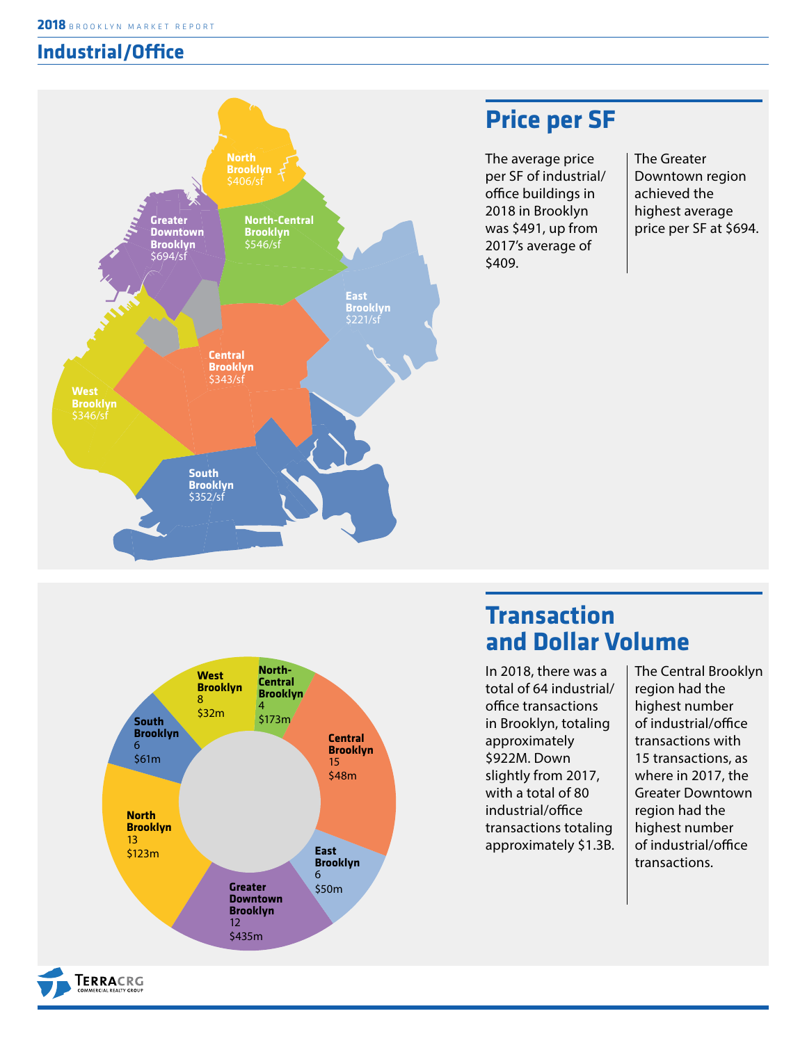## Industrial/Office

North Brooklyn $406/sf

Greater Downtown Brooklyn $694/sf

North-Central Brooklyn $546/sf

East Brooklyn $221/sf

Central Brooklyn $343/sf

West Brooklyn $346/sf

South Brooklyn $352/sf

## Price per SF

The average price per SF of industrial/office buildings in 2018 in Brooklyn was $491, up from 2017's average of $409.

The Greater Downtown region achieved the highest average price per SF at $694.

West Brooklyn 8 $32m

North-Central Brooklyn 4 $173m

South Brooklyn 6 $61m

Central Brooklyn 15 $48m

North Brooklyn 13 $123m

East Brooklyn 6 $50m

Greater Downtown Brooklyn 12 $435m

## Transaction and Dollar Volume

In 2018, there was a total of 64 industrial/office transactions in Brooklyn, totaling approximately $922M. Down slightly from 2017, with a total of 80 industrial/office transactions totaling approximately $1.3B.

The Central Brooklyn region had the highest number of industrial/office transactions with 15 transactions, as where in 2017, the Greater Downtown region had the highest number of industrial/office transactions.